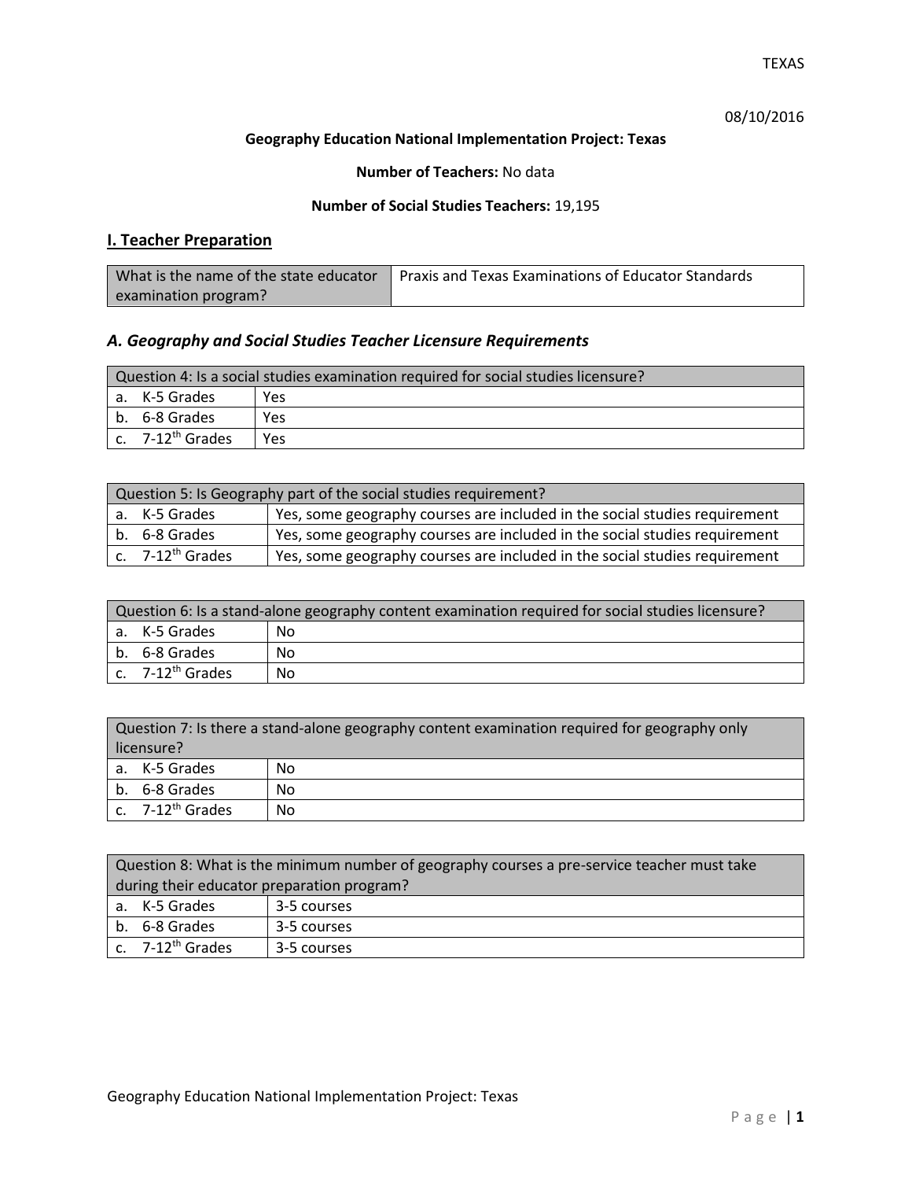TEXAS

08/10/2016

**Geography Education National Implementation Project: Texas**

**Number of Teachers:** No data

**Number of Social Studies Teachers:** 19,195

## I. Teacher Preparation

| What is the name of the state educator examination program? | Praxis and Texas Examinations of Educator Standards |
|---|---|

### *A. Geography and Social Studies Teacher Licensure Requirements*

| Question 4: Is a social studies examination required for social studies licensure? | |
|---|---|
| a. K-5 Grades | Yes |
| b. 6-8 Grades | Yes |
| c. 7-12th Grades | Yes |

| Question 5: Is Geography part of the social studies requirement? | |
|---|---|
| a. K-5 Grades | Yes, some geography courses are included in the social studies requirement |
| b. 6-8 Grades | Yes, some geography courses are included in the social studies requirement |
| c. 7-12th Grades | Yes, some geography courses are included in the social studies requirement |

| Question 6: Is a stand-alone geography content examination required for social studies licensure? | |
|---|---|
| a. K-5 Grades | No |
| b. 6-8 Grades | No |
| c. 7-12th Grades | No |

| Question 7: Is there a stand-alone geography content examination required for geography only licensure? | |
|---|---|
| a. K-5 Grades | No |
| b. 6-8 Grades | No |
| c. 7-12th Grades | No |

| Question 8: What is the minimum number of geography courses a pre-service teacher must take during their educator preparation program? | |
|---|---|
| a. K-5 Grades | 3-5 courses |
| b. 6-8 Grades | 3-5 courses |
| c. 7-12th Grades | 3-5 courses |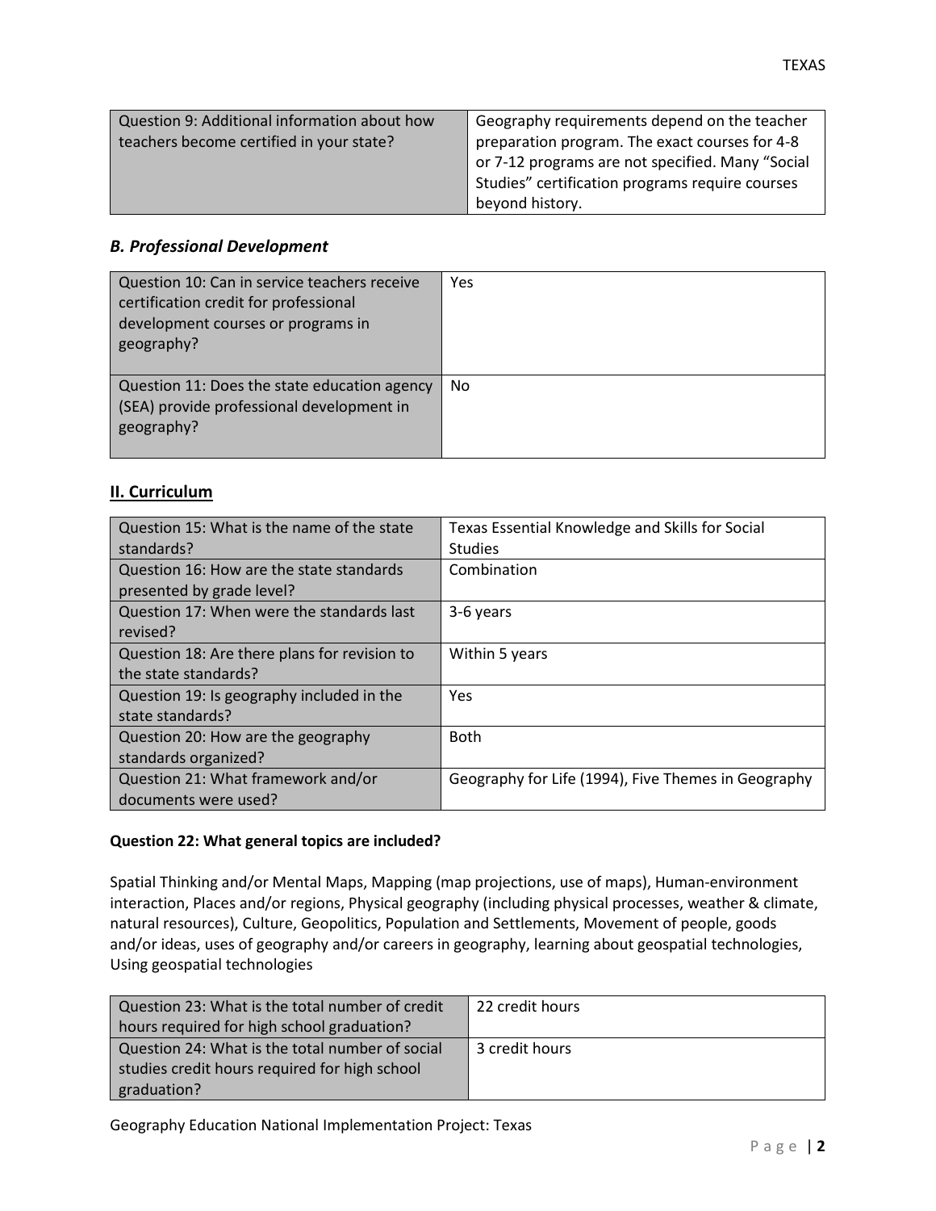| Question 9: Additional information about how teachers become certified in your state? | Geography requirements depend on the teacher preparation program. The exact courses for 4-8 or 7-12 programs are not specified. Many "Social Studies" certification programs require courses beyond history. |
|---|---|

### *B. Professional Development*

| Question 10: Can in service teachers receive certification credit for professional development courses or programs in geography? | Yes |
|---|---|
| Question 11: Does the state education agency (SEA) provide professional development in geography? | No |

## II. Curriculum

| Question 15: What is the name of the state standards? | Texas Essential Knowledge and Skills for Social Studies |
|---|---|
| Question 16: How are the state standards presented by grade level? | Combination |
| Question 17: When were the standards last revised? | 3-6 years |
| Question 18: Are there plans for revision to the state standards? | Within 5 years |
| Question 19: Is geography included in the state standards? | Yes |
| Question 20: How are the geography standards organized? | Both |
| Question 21: What framework and/or documents were used? | Geography for Life (1994), Five Themes in Geography |

**Question 22: What general topics are included?**

Spatial Thinking and/or Mental Maps, Mapping (map projections, use of maps), Human-environment interaction, Places and/or regions, Physical geography (including physical processes, weather & climate, natural resources), Culture, Geopolitics, Population and Settlements, Movement of people, goods and/or ideas, uses of geography and/or careers in geography, learning about geospatial technologies, Using geospatial technologies

| Question 23: What is the total number of credit hours required for high school graduation? | 22 credit hours |
|---|---|
| Question 24: What is the total number of social studies credit hours required for high school graduation? | 3 credit hours |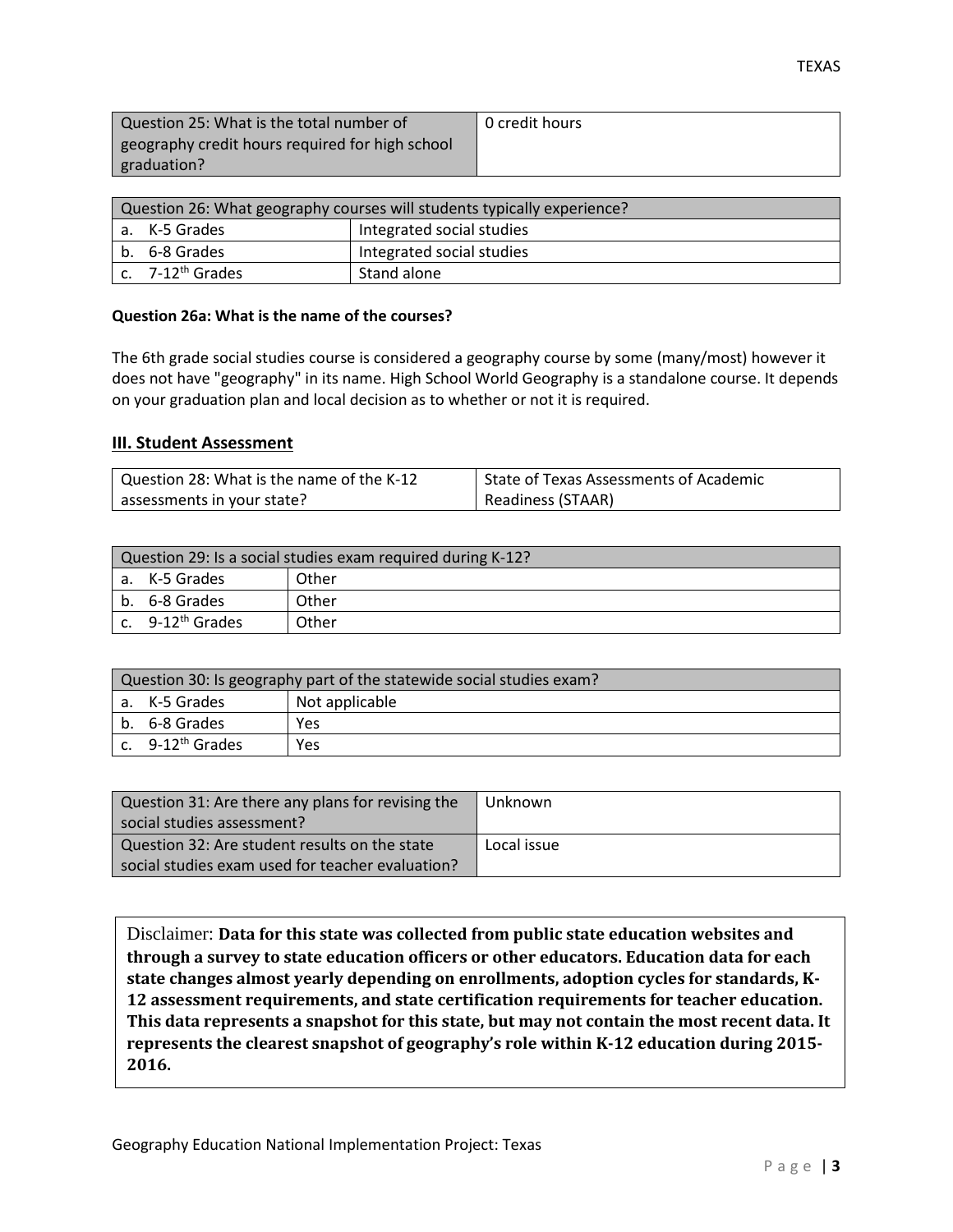| | |
|---|---|
| Question 25: What is the total number of geography credit hours required for high school graduation? | 0 credit hours |

| Question 26: What geography courses will students typically experience? | |
|---|---|
| a. K-5 Grades | Integrated social studies |
| b. 6-8 Grades | Integrated social studies |
| c. 7-12th Grades | Stand alone |

**Question 26a: What is the name of the courses?**

The 6th grade social studies course is considered a geography course by some (many/most) however it does not have "geography" in its name. High School World Geography is a standalone course. It depends on your graduation plan and local decision as to whether or not it is required.

## III. Student Assessment

| | |
|---|---|
| Question 28: What is the name of the K-12 assessments in your state? | State of Texas Assessments of Academic Readiness (STAAR) |

| Question 29: Is a social studies exam required during K-12? | |
|---|---|
| a. K-5 Grades | Other |
| b. 6-8 Grades | Other |
| c. 9-12th Grades | Other |

| Question 30: Is geography part of the statewide social studies exam? | |
|---|---|
| a. K-5 Grades | Not applicable |
| b. 6-8 Grades | Yes |
| c. 9-12th Grades | Yes |

| | |
|---|---|
| Question 31: Are there any plans for revising the social studies assessment? | Unknown |
| Question 32: Are student results on the state social studies exam used for teacher evaluation? | Local issue |

Disclaimer: **Data for this state was collected from public state education websites and through a survey to state education officers or other educators. Education data for each state changes almost yearly depending on enrollments, adoption cycles for standards, K-12 assessment requirements, and state certification requirements for teacher education. This data represents a snapshot for this state, but may not contain the most recent data. It represents the clearest snapshot of geography's role within K-12 education during 2015-2016.**